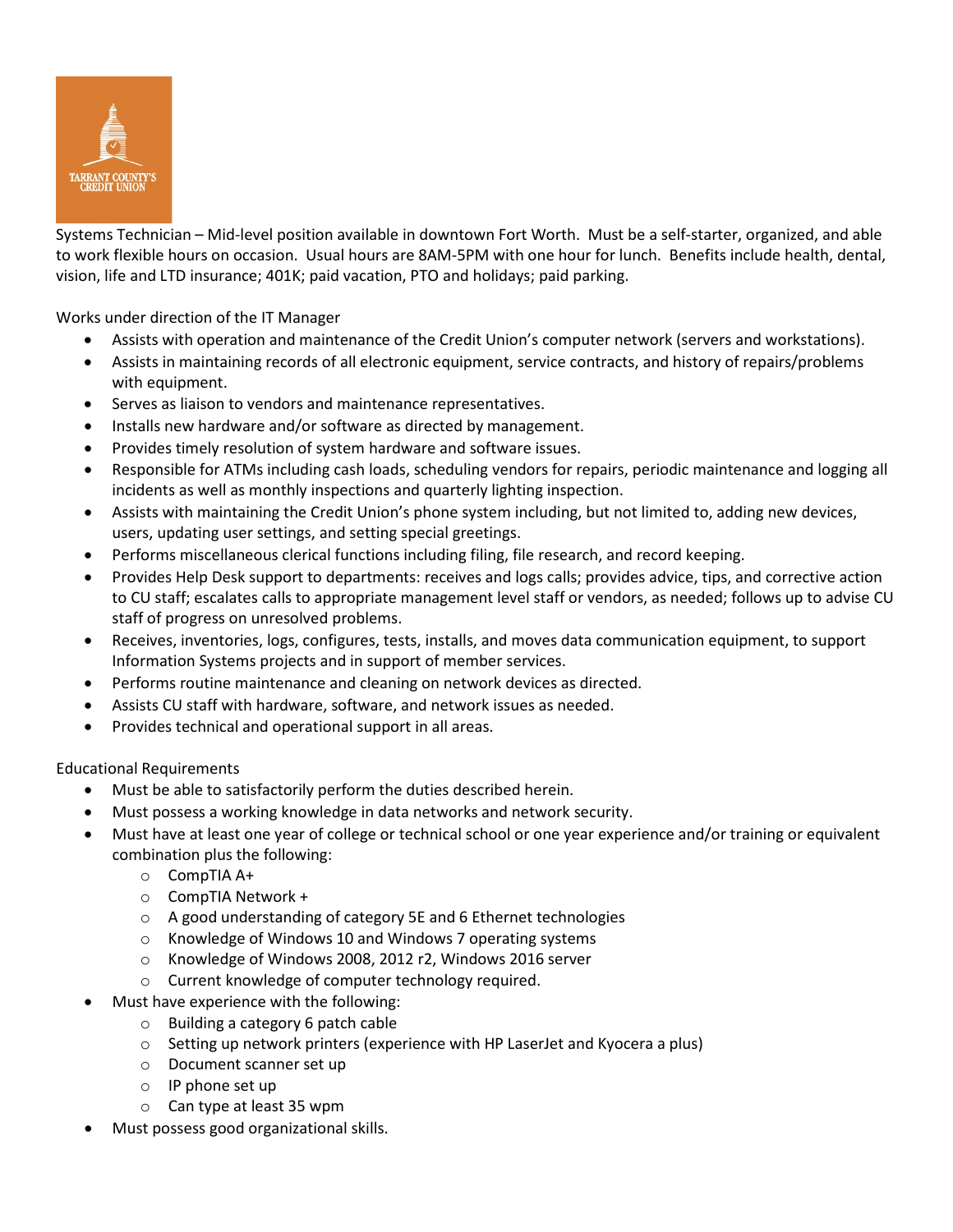TARRANT COUNTY'S CREDIT UNION

Systems Technician – Mid-level position available in downtown Fort Worth. Must be a self-starter, organized, and able to work flexible hours on occasion. Usual hours are 8AM-5PM with one hour for lunch. Benefits include health, dental, vision, life and LTD insurance; 401K; paid vacation, PTO and holidays; paid parking.

Works under direction of the IT Manager

- Assists with operation and maintenance of the Credit Union's computer network (servers and workstations).
- Assists in maintaining records of all electronic equipment, service contracts, and history of repairs/problems with equipment.
- Serves as liaison to vendors and maintenance representatives.
- Installs new hardware and/or software as directed by management.
- Provides timely resolution of system hardware and software issues.
- Responsible for ATMs including cash loads, scheduling vendors for repairs, periodic maintenance and logging all incidents as well as monthly inspections and quarterly lighting inspection.
- Assists with maintaining the Credit Union's phone system including, but not limited to, adding new devices, users, updating user settings, and setting special greetings.
- Performs miscellaneous clerical functions including filing, file research, and record keeping.
- Provides Help Desk support to departments: receives and logs calls; provides advice, tips, and corrective action to CU staff; escalates calls to appropriate management level staff or vendors, as needed; follows up to advise CU staff of progress on unresolved problems.
- Receives, inventories, logs, configures, tests, installs, and moves data communication equipment, to support Information Systems projects and in support of member services.
- Performs routine maintenance and cleaning on network devices as directed.
- Assists CU staff with hardware, software, and network issues as needed.
- Provides technical and operational support in all areas.

Educational Requirements

- Must be able to satisfactorily perform the duties described herein.
- Must possess a working knowledge in data networks and network security.
- Must have at least one year of college or technical school or one year experience and/or training or equivalent combination plus the following:
  - CompTIA A+
  - CompTIA Network +
  - A good understanding of category 5E and 6 Ethernet technologies
  - Knowledge of Windows 10 and Windows 7 operating systems
  - Knowledge of Windows 2008, 2012 r2, Windows 2016 server
  - Current knowledge of computer technology required.
- Must have experience with the following:
  - Building a category 6 patch cable
  - Setting up network printers (experience with HP LaserJet and Kyocera a plus)
  - Document scanner set up
  - IP phone set up
  - Can type at least 35 wpm
- Must possess good organizational skills.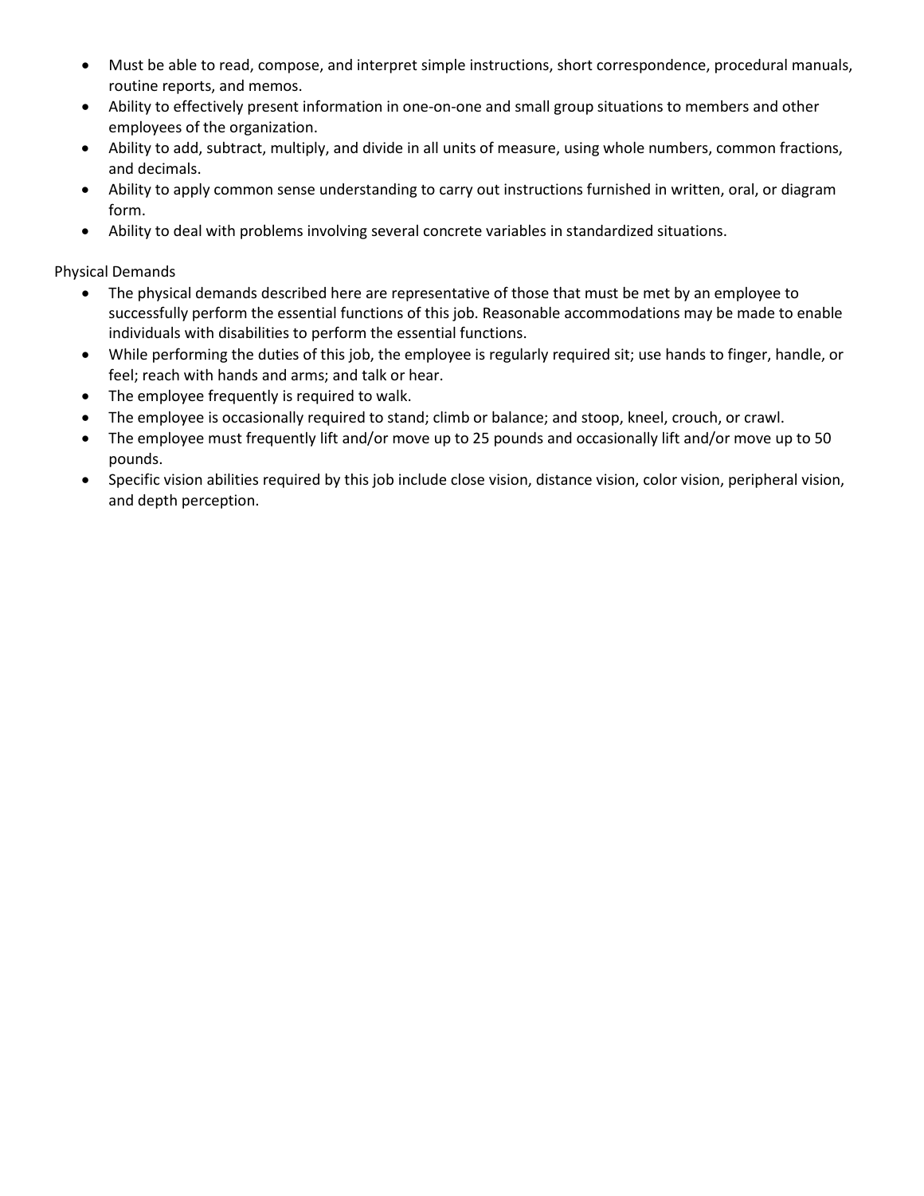- Must be able to read, compose, and interpret simple instructions, short correspondence, procedural manuals, routine reports, and memos.
- Ability to effectively present information in one-on-one and small group situations to members and other employees of the organization.
- Ability to add, subtract, multiply, and divide in all units of measure, using whole numbers, common fractions, and decimals.
- Ability to apply common sense understanding to carry out instructions furnished in written, oral, or diagram form.
- Ability to deal with problems involving several concrete variables in standardized situations.

Physical Demands

- The physical demands described here are representative of those that must be met by an employee to successfully perform the essential functions of this job. Reasonable accommodations may be made to enable individuals with disabilities to perform the essential functions.
- While performing the duties of this job, the employee is regularly required sit; use hands to finger, handle, or feel; reach with hands and arms; and talk or hear.
- The employee frequently is required to walk.
- The employee is occasionally required to stand; climb or balance; and stoop, kneel, crouch, or crawl.
- The employee must frequently lift and/or move up to 25 pounds and occasionally lift and/or move up to 50 pounds.
- Specific vision abilities required by this job include close vision, distance vision, color vision, peripheral vision, and depth perception.